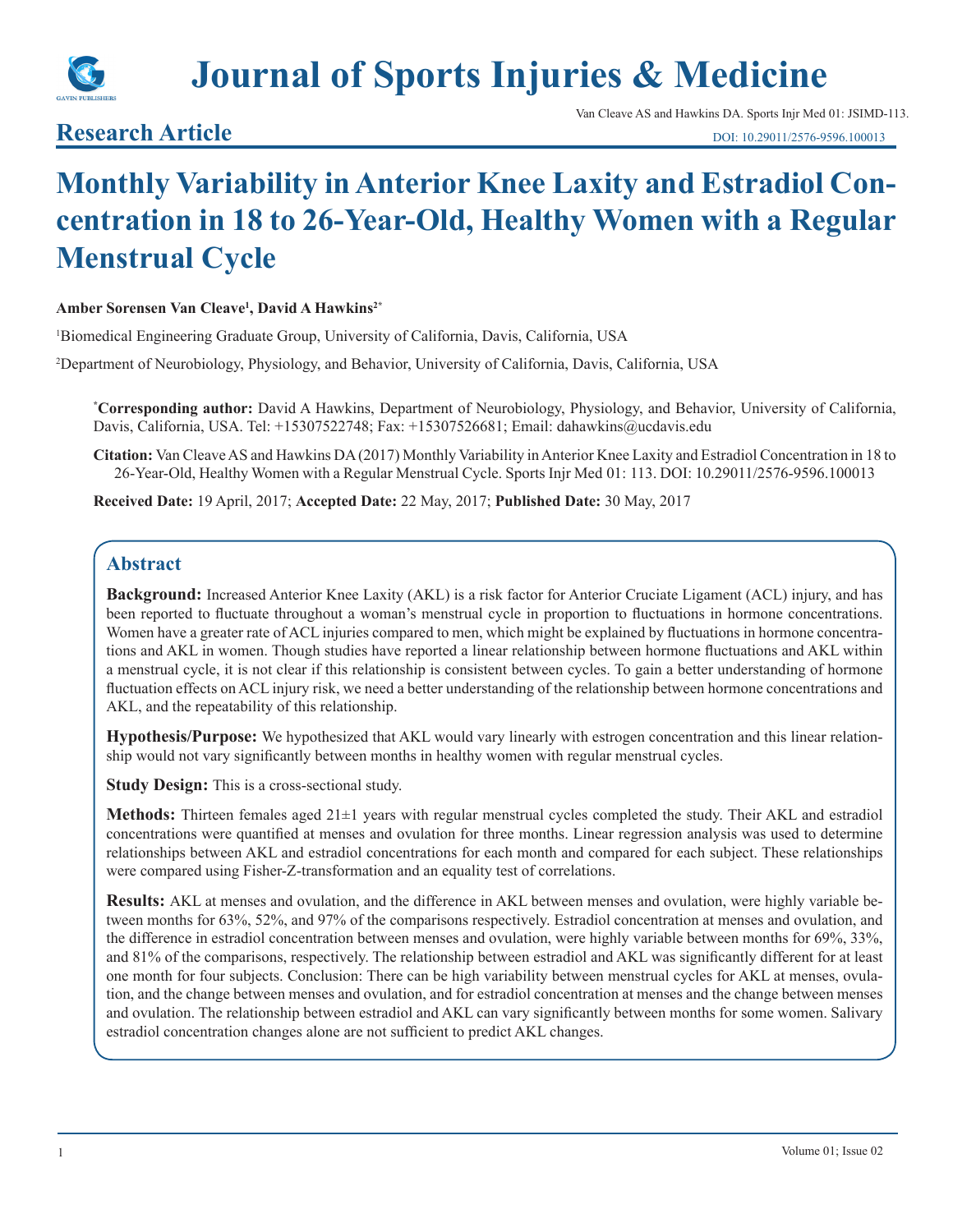# Journal of Sports Injuries & Medicine

Van Cleave AS and Hawkins DA. Sports Injr Med 01: JSIMD-113.

## Research Article

DOI: 10.29011/2576-9596.100013

# Monthly Variability in Anterior Knee Laxity and Estradiol Concentration in 18 to 26-Year-Old, Healthy Women with a Regular Menstrual Cycle

**Amber Sorensen Van Cleave[1], David A Hawkins[2*]**

[1]Biomedical Engineering Graduate Group, University of California, Davis, California, USA

[2]Department of Neurobiology, Physiology, and Behavior, University of California, Davis, California, USA

**[*]Corresponding author:** David A Hawkins, Department of Neurobiology, Physiology, and Behavior, University of California, Davis, California, USA. Tel: +15307522748; Fax: +15307526681; Email: dahawkins@ucdavis.edu

**Citation:** Van Cleave AS and Hawkins DA (2017) Monthly Variability in Anterior Knee Laxity and Estradiol Concentration in 18 to 26-Year-Old, Healthy Women with a Regular Menstrual Cycle. Sports Injr Med 01: 113. DOI: 10.29011/2576-9596.100013

**Received Date:** 19 April, 2017; **Accepted Date:** 22 May, 2017; **Published Date:** 30 May, 2017

## Abstract

**Background:** Increased Anterior Knee Laxity (AKL) is a risk factor for Anterior Cruciate Ligament (ACL) injury, and has been reported to fluctuate throughout a woman's menstrual cycle in proportion to fluctuations in hormone concentrations. Women have a greater rate of ACL injuries compared to men, which might be explained by fluctuations in hormone concentrations and AKL in women. Though studies have reported a linear relationship between hormone fluctuations and AKL within a menstrual cycle, it is not clear if this relationship is consistent between cycles. To gain a better understanding of hormone fluctuation effects on ACL injury risk, we need a better understanding of the relationship between hormone concentrations and AKL, and the repeatability of this relationship.

**Hypothesis/Purpose:** We hypothesized that AKL would vary linearly with estrogen concentration and this linear relationship would not vary significantly between months in healthy women with regular menstrual cycles.

**Study Design:** This is a cross-sectional study.

**Methods:** Thirteen females aged 21±1 years with regular menstrual cycles completed the study. Their AKL and estradiol concentrations were quantified at menses and ovulation for three months. Linear regression analysis was used to determine relationships between AKL and estradiol concentrations for each month and compared for each subject. These relationships were compared using Fisher-Z-transformation and an equality test of correlations.

**Results:** AKL at menses and ovulation, and the difference in AKL between menses and ovulation, were highly variable between months for 63%, 52%, and 97% of the comparisons respectively. Estradiol concentration at menses and ovulation, and the difference in estradiol concentration between menses and ovulation, were highly variable between months for 69%, 33%, and 81% of the comparisons, respectively. The relationship between estradiol and AKL was significantly different for at least one month for four subjects. Conclusion: There can be high variability between menstrual cycles for AKL at menses, ovulation, and the change between menses and ovulation, and for estradiol concentration at menses and the change between menses and ovulation. The relationship between estradiol and AKL can vary significantly between months for some women. Salivary estradiol concentration changes alone are not sufficient to predict AKL changes.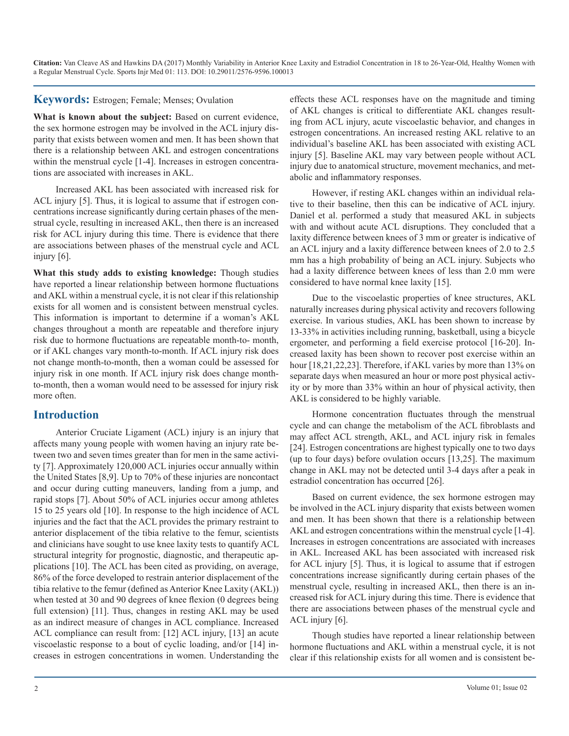**Keywords:** Estrogen; Female; Menses; Ovulation

**What is known about the subject:** Based on current evidence, the sex hormone estrogen may be involved in the ACL injury disparity that exists between women and men. It has been shown that there is a relationship between AKL and estrogen concentrations within the menstrual cycle [1-4]. Increases in estrogen concentrations are associated with increases in AKL.

Increased AKL has been associated with increased risk for ACL injury [5]. Thus, it is logical to assume that if estrogen concentrations increase significantly during certain phases of the menstrual cycle, resulting in increased AKL, then there is an increased risk for ACL injury during this time. There is evidence that there are associations between phases of the menstrual cycle and ACL injury [6].

**What this study adds to existing knowledge:** Though studies have reported a linear relationship between hormone fluctuations and AKL within a menstrual cycle, it is not clear if this relationship exists for all women and is consistent between menstrual cycles. This information is important to determine if a woman's AKL changes throughout a month are repeatable and therefore injury risk due to hormone fluctuations are repeatable month-to- month, or if AKL changes vary month-to-month. If ACL injury risk does not change month-to-month, then a woman could be assessed for injury risk in one month. If ACL injury risk does change month-to-month, then a woman would need to be assessed for injury risk more often.

## Introduction

Anterior Cruciate Ligament (ACL) injury is an injury that affects many young people with women having an injury rate between two and seven times greater than for men in the same activity [7]. Approximately 120,000 ACL injuries occur annually within the United States [8,9]. Up to 70% of these injuries are noncontact and occur during cutting maneuvers, landing from a jump, and rapid stops [7]. About 50% of ACL injuries occur among athletes 15 to 25 years old [10]. In response to the high incidence of ACL injuries and the fact that the ACL provides the primary restraint to anterior displacement of the tibia relative to the femur, scientists and clinicians have sought to use knee laxity tests to quantify ACL structural integrity for prognostic, diagnostic, and therapeutic applications [10]. The ACL has been cited as providing, on average, 86% of the force developed to restrain anterior displacement of the tibia relative to the femur (defined as Anterior Knee Laxity (AKL)) when tested at 30 and 90 degrees of knee flexion (0 degrees being full extension) [11]. Thus, changes in resting AKL may be used as an indirect measure of changes in ACL compliance. Increased ACL compliance can result from: [12] ACL injury, [13] an acute viscoelastic response to a bout of cyclic loading, and/or [14] increases in estrogen concentrations in women. Understanding the effects these ACL responses have on the magnitude and timing of AKL changes is critical to differentiate AKL changes resulting from ACL injury, acute viscoelastic behavior, and changes in estrogen concentrations. An increased resting AKL relative to an individual's baseline AKL has been associated with existing ACL injury [5]. Baseline AKL may vary between people without ACL injury due to anatomical structure, movement mechanics, and metabolic and inflammatory responses.

However, if resting AKL changes within an individual relative to their baseline, then this can be indicative of ACL injury. Daniel et al. performed a study that measured AKL in subjects with and without acute ACL disruptions. They concluded that a laxity difference between knees of 3 mm or greater is indicative of an ACL injury and a laxity difference between knees of 2.0 to 2.5 mm has a high probability of being an ACL injury. Subjects who had a laxity difference between knees of less than 2.0 mm were considered to have normal knee laxity [15].

Due to the viscoelastic properties of knee structures, AKL naturally increases during physical activity and recovers following exercise. In various studies, AKL has been shown to increase by 13-33% in activities including running, basketball, using a bicycle ergometer, and performing a field exercise protocol [16-20]. Increased laxity has been shown to recover post exercise within an hour [18,21,22,23]. Therefore, if AKL varies by more than 13% on separate days when measured an hour or more post physical activity or by more than 33% within an hour of physical activity, then AKL is considered to be highly variable.

Hormone concentration fluctuates through the menstrual cycle and can change the metabolism of the ACL fibroblasts and may affect ACL strength, AKL, and ACL injury risk in females [24]. Estrogen concentrations are highest typically one to two days (up to four days) before ovulation occurs [13,25]. The maximum change in AKL may not be detected until 3-4 days after a peak in estradiol concentration has occurred [26].

Based on current evidence, the sex hormone estrogen may be involved in the ACL injury disparity that exists between women and men. It has been shown that there is a relationship between AKL and estrogen concentrations within the menstrual cycle [1-4]. Increases in estrogen concentrations are associated with increases in AKL. Increased AKL has been associated with increased risk for ACL injury [5]. Thus, it is logical to assume that if estrogen concentrations increase significantly during certain phases of the menstrual cycle, resulting in increased AKL, then there is an increased risk for ACL injury during this time. There is evidence that there are associations between phases of the menstrual cycle and ACL injury [6].

Though studies have reported a linear relationship between hormone fluctuations and AKL within a menstrual cycle, it is not clear if this relationship exists for all women and is consistent be-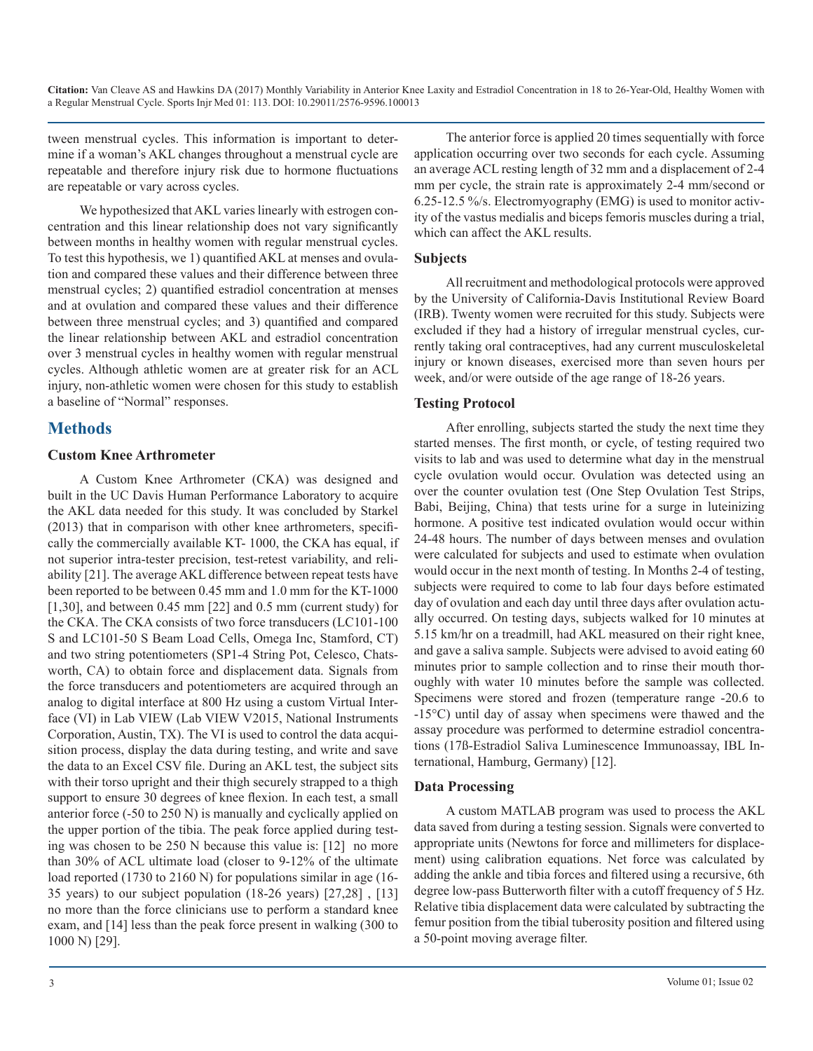tween menstrual cycles. This information is important to determine if a woman's AKL changes throughout a menstrual cycle are repeatable and therefore injury risk due to hormone fluctuations are repeatable or vary across cycles.

We hypothesized that AKL varies linearly with estrogen concentration and this linear relationship does not vary significantly between months in healthy women with regular menstrual cycles. To test this hypothesis, we 1) quantified AKL at menses and ovulation and compared these values and their difference between three menstrual cycles; 2) quantified estradiol concentration at menses and at ovulation and compared these values and their difference between three menstrual cycles; and 3) quantified and compared the linear relationship between AKL and estradiol concentration over 3 menstrual cycles in healthy women with regular menstrual cycles. Although athletic women are at greater risk for an ACL injury, non-athletic women were chosen for this study to establish a baseline of "Normal" responses.

## Methods

### Custom Knee Arthrometer

A Custom Knee Arthrometer (CKA) was designed and built in the UC Davis Human Performance Laboratory to acquire the AKL data needed for this study. It was concluded by Starkel (2013) that in comparison with other knee arthrometers, specifically the commercially available KT- 1000, the CKA has equal, if not superior intra-tester precision, test-retest variability, and reliability [21]. The average AKL difference between repeat tests have been reported to be between 0.45 mm and 1.0 mm for the KT-1000 [1,30], and between 0.45 mm [22] and 0.5 mm (current study) for the CKA. The CKA consists of two force transducers (LC101-100 S and LC101-50 S Beam Load Cells, Omega Inc, Stamford, CT) and two string potentiometers (SP1-4 String Pot, Celesco, Chatsworth, CA) to obtain force and displacement data. Signals from the force transducers and potentiometers are acquired through an analog to digital interface at 800 Hz using a custom Virtual Interface (VI) in Lab VIEW (Lab VIEW V2015, National Instruments Corporation, Austin, TX). The VI is used to control the data acquisition process, display the data during testing, and write and save the data to an Excel CSV file. During an AKL test, the subject sits with their torso upright and their thigh securely strapped to a thigh support to ensure 30 degrees of knee flexion. In each test, a small anterior force (-50 to 250 N) is manually and cyclically applied on the upper portion of the tibia. The peak force applied during testing was chosen to be 250 N because this value is: [12] no more than 30% of ACL ultimate load (closer to 9-12% of the ultimate load reported (1730 to 2160 N) for populations similar in age (16-35 years) to our subject population (18-26 years) [27,28] , [13] no more than the force clinicians use to perform a standard knee exam, and [14] less than the peak force present in walking (300 to 1000 N) [29].

The anterior force is applied 20 times sequentially with force application occurring over two seconds for each cycle. Assuming an average ACL resting length of 32 mm and a displacement of 2-4 mm per cycle, the strain rate is approximately 2-4 mm/second or 6.25-12.5 %/s. Electromyography (EMG) is used to monitor activity of the vastus medialis and biceps femoris muscles during a trial, which can affect the AKL results.

### Subjects

All recruitment and methodological protocols were approved by the University of California-Davis Institutional Review Board (IRB). Twenty women were recruited for this study. Subjects were excluded if they had a history of irregular menstrual cycles, currently taking oral contraceptives, had any current musculoskeletal injury or known diseases, exercised more than seven hours per week, and/or were outside of the age range of 18-26 years.

### Testing Protocol

After enrolling, subjects started the study the next time they started menses. The first month, or cycle, of testing required two visits to lab and was used to determine what day in the menstrual cycle ovulation would occur. Ovulation was detected using an over the counter ovulation test (One Step Ovulation Test Strips, Babi, Beijing, China) that tests urine for a surge in luteinizing hormone. A positive test indicated ovulation would occur within 24-48 hours. The number of days between menses and ovulation were calculated for subjects and used to estimate when ovulation would occur in the next month of testing. In Months 2-4 of testing, subjects were required to come to lab four days before estimated day of ovulation and each day until three days after ovulation actually occurred. On testing days, subjects walked for 10 minutes at 5.15 km/hr on a treadmill, had AKL measured on their right knee, and gave a saliva sample. Subjects were advised to avoid eating 60 minutes prior to sample collection and to rinse their mouth thoroughly with water 10 minutes before the sample was collected. Specimens were stored and frozen (temperature range -20.6 to -15°C) until day of assay when specimens were thawed and the assay procedure was performed to determine estradiol concentrations (17ß-Estradiol Saliva Luminescence Immunoassay, IBL International, Hamburg, Germany) [12].

### Data Processing

A custom MATLAB program was used to process the AKL data saved from during a testing session. Signals were converted to appropriate units (Newtons for force and millimeters for displacement) using calibration equations. Net force was calculated by adding the ankle and tibia forces and filtered using a recursive, 6th degree low-pass Butterworth filter with a cutoff frequency of 5 Hz. Relative tibia displacement data were calculated by subtracting the femur position from the tibial tuberosity position and filtered using a 50-point moving average filter.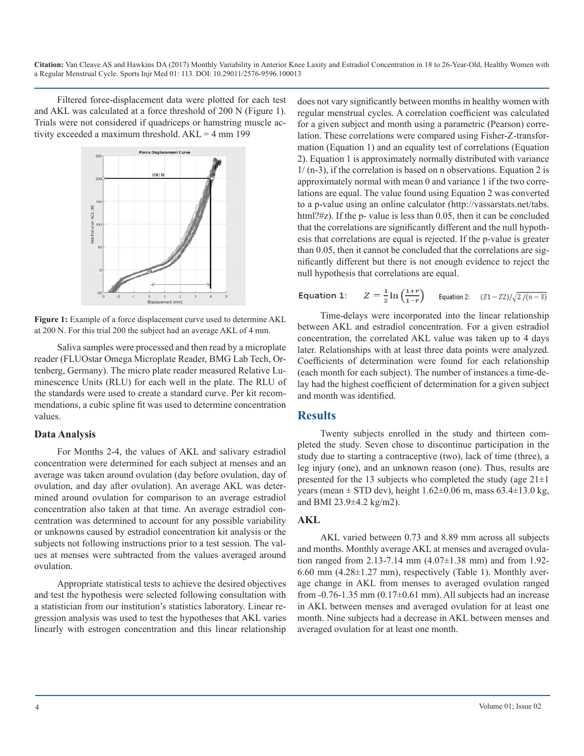Filtered force-displacement data were plotted for each test and AKL was calculated at a force threshold of 200 N (Figure 1). Trials were not considered if quadriceps or hamstring muscle activity exceeded a maximum threshold. AKL = 4 mm 199

**Figure 1:** Example of a force displacement curve used to determine AKL at 200 N. For this trial 200 the subject had an average AKL of 4 mm.

Saliva samples were processed and then read by a microplate reader (FLUOstar Omega Microplate Reader, BMG Lab Tech, Ortenberg, Germany). The micro plate reader measured Relative Luminescence Units (RLU) for each well in the plate. The RLU of the standards were used to create a standard curve. Per kit recommendations, a cubic spline fit was used to determine concentration values.

### Data Analysis

For Months 2-4, the values of AKL and salivary estradiol concentration were determined for each subject at menses and an average was taken around ovulation (day before ovulation, day of ovulation, and day after ovulation). An average AKL was determined around ovulation for comparison to an average estradiol concentration also taken at that time. An average estradiol concentration was determined to account for any possible variability or unknowns caused by estradiol concentration kit analysis or the subjects not following instructions prior to a test session. The values at menses were subtracted from the values averaged around ovulation.

Appropriate statistical tests to achieve the desired objectives and test the hypothesis were selected following consultation with a statistician from our institution's statistics laboratory. Linear regression analysis was used to test the hypotheses that AKL varies linearly with estrogen concentration and this linear relationship does not vary significantly between months in healthy women with regular menstrual cycles. A correlation coefficient was calculated for a given subject and month using a parametric (Pearson) correlation. These correlations were compared using Fisher-Z-transformation (Equation 1) and an equality test of correlations (Equation 2). Equation 1 is approximately normally distributed with variance 1/ (n-3), if the correlation is based on n observations. Equation 2 is approximately normal with mean 0 and variance 1 if the two correlations are equal. The value found using Equation 2 was converted to a p-value using an online calculator (http://vassarstats.net/tabs.html?#z). If the p- value is less than 0.05, then it can be concluded that the correlations are significantly different and the null hypothesis that correlations are equal is rejected. If the p-value is greater than 0.05, then it cannot be concluded that the correlations are significantly different but there is not enough evidence to reject the null hypothesis that correlations are equal.

Equation 1: $Z = \frac{1}{2}\ln\left(\frac{1+r}{1-r}\right)$ Equation 2: $(Z1 - Z2)/\sqrt{2/(n-3)}$

Time-delays were incorporated into the linear relationship between AKL and estradiol concentration. For a given estradiol concentration, the correlated AKL value was taken up to 4 days later. Relationships with at least three data points were analyzed. Coefficients of determination were found for each relationship (each month for each subject). The number of instances a time-delay had the highest coefficient of determination for a given subject and month was identified.

## Results

Twenty subjects enrolled in the study and thirteen completed the study. Seven chose to discontinue participation in the study due to starting a contraceptive (two), lack of time (three), a leg injury (one), and an unknown reason (one). Thus, results are presented for the 13 subjects who completed the study (age 21±1 years (mean ± STD dev), height 1.62±0.06 m, mass 63.4±13.0 kg, and BMI 23.9±4.2 kg/m2).

### AKL

AKL varied between 0.73 and 8.89 mm across all subjects and months. Monthly average AKL at menses and averaged ovulation ranged from 2.13-7.14 mm (4.07±1.38 mm) and from 1.92-6.60 mm (4.28±1.27 mm), respectively (Table 1). Monthly average change in AKL from menses to averaged ovulation ranged from -0.76-1.35 mm (0.17±0.61 mm). All subjects had an increase in AKL between menses and averaged ovulation for at least one month. Nine subjects had a decrease in AKL between menses and averaged ovulation for at least one month.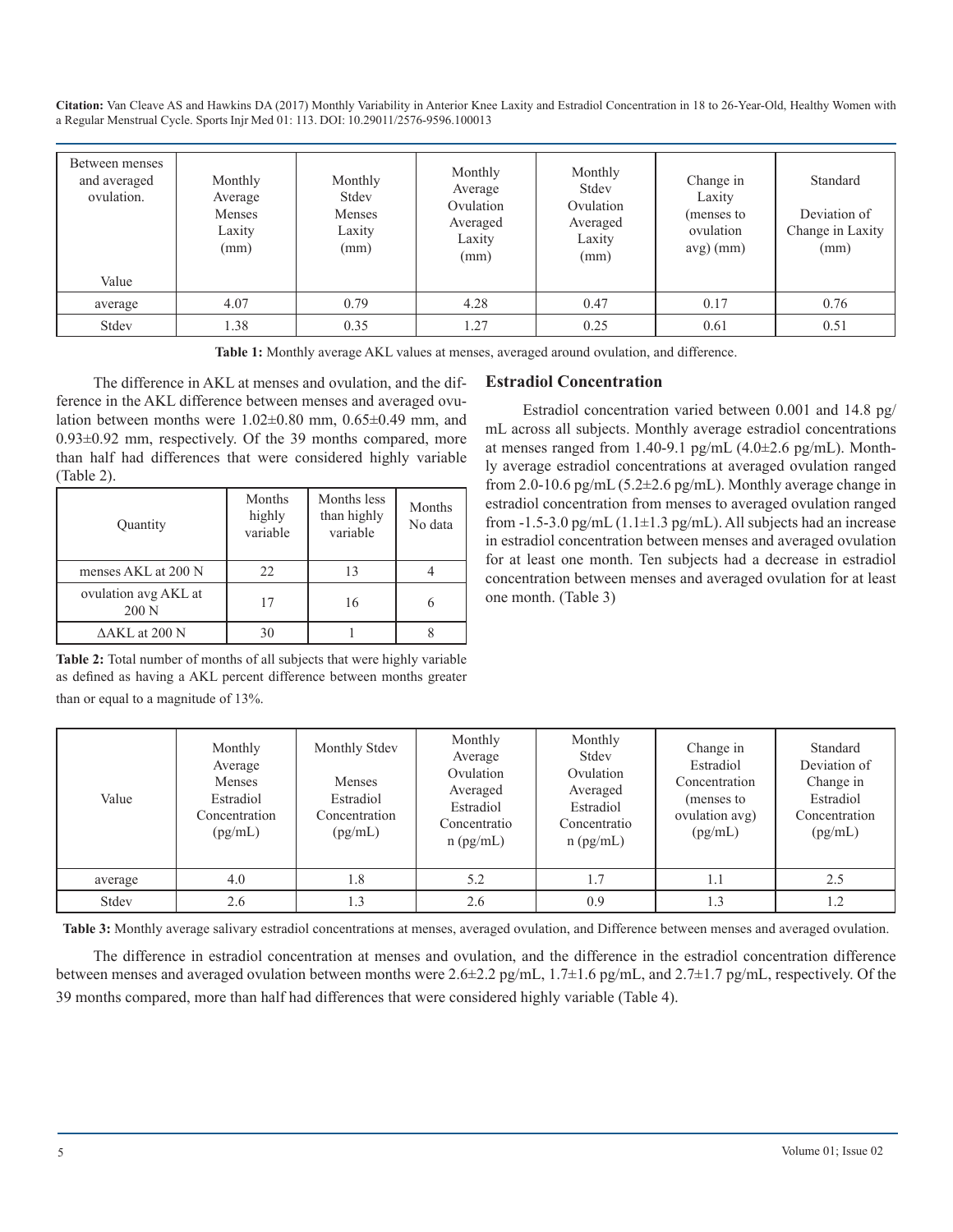| Between menses and averaged ovulation. Value | Monthly Average Menses Laxity (mm) | Monthly Stdev Menses Laxity (mm) | Monthly Average Ovulation Averaged Laxity (mm) | Monthly Stdev Ovulation Averaged Laxity (mm) | Change in Laxity (menses to ovulation avg) (mm) | Standard Deviation of Change in Laxity (mm) |
|---|---|---|---|---|---|---|
| average | 4.07 | 0.79 | 4.28 | 0.47 | 0.17 | 0.76 |
| Stdev | 1.38 | 0.35 | 1.27 | 0.25 | 0.61 | 0.51 |

**Table 1:** Monthly average AKL values at menses, averaged around ovulation, and difference.

The difference in AKL at menses and ovulation, and the difference in the AKL difference between menses and averaged ovulation between months were 1.02±0.80 mm, 0.65±0.49 mm, and 0.93±0.92 mm, respectively. Of the 39 months compared, more than half had differences that were considered highly variable (Table 2).

| Quantity | Months highly variable | Months less than highly variable | Months No data |
|---|---|---|---|
| menses AKL at 200 N | 22 | 13 | 4 |
| ovulation avg AKL at 200 N | 17 | 16 | 6 |
| ΔAKL at 200 N | 30 | 1 | 8 |

**Table 2:** Total number of months of all subjects that were highly variable as defined as having a AKL percent difference between months greater than or equal to a magnitude of 13%.

## Estradiol Concentration

Estradiol concentration varied between 0.001 and 14.8 pg/mL across all subjects. Monthly average estradiol concentrations at menses ranged from 1.40-9.1 pg/mL (4.0±2.6 pg/mL). Monthly average estradiol concentrations at averaged ovulation ranged from 2.0-10.6 pg/mL (5.2±2.6 pg/mL). Monthly average change in estradiol concentration from menses to averaged ovulation ranged from -1.5-3.0 pg/mL (1.1±1.3 pg/mL). All subjects had an increase in estradiol concentration between menses and averaged ovulation for at least one month. Ten subjects had a decrease in estradiol concentration between menses and averaged ovulation for at least one month. (Table 3)

| Value | Monthly Average Menses Estradiol Concentration (pg/mL) | Monthly Stdev Menses Estradiol Concentration (pg/mL) | Monthly Average Ovulation Averaged Estradiol Concentration (pg/mL) | Monthly Stdev Ovulation Averaged Estradiol Concentration (pg/mL) | Change in Estradiol Concentration (menses to ovulation avg) (pg/mL) | Standard Deviation of Change in Estradiol Concentration (pg/mL) |
|---|---|---|---|---|---|---|
| average | 4.0 | 1.8 | 5.2 | 1.7 | 1.1 | 2.5 |
| Stdev | 2.6 | 1.3 | 2.6 | 0.9 | 1.3 | 1.2 |

**Table 3:** Monthly average salivary estradiol concentrations at menses, averaged ovulation, and Difference between menses and averaged ovulation.

The difference in estradiol concentration at menses and ovulation, and the difference in the estradiol concentration difference between menses and averaged ovulation between months were 2.6±2.2 pg/mL, 1.7±1.6 pg/mL, and 2.7±1.7 pg/mL, respectively. Of the 39 months compared, more than half had differences that were considered highly variable (Table 4).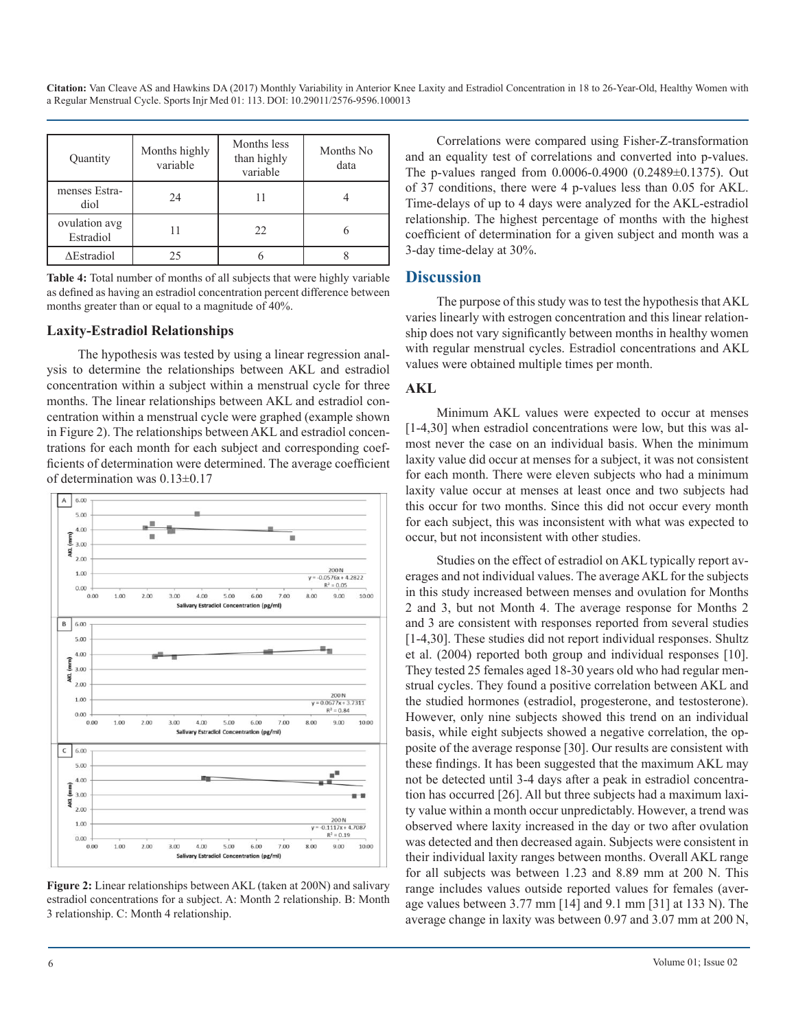| Quantity | Months highly variable | Months less than highly variable | Months No data |
|---|---|---|---|
| menses Estradiol | 24 | 11 | 4 |
| ovulation avg Estradiol | 11 | 22 | 6 |
| ΔEstradiol | 25 | 6 | 8 |

**Table 4:** Total number of months of all subjects that were highly variable as defined as having an estradiol concentration percent difference between months greater than or equal to a magnitude of 40%.

### Laxity-Estradiol Relationships

The hypothesis was tested by using a linear regression analysis to determine the relationships between AKL and estradiol concentration within a subject within a menstrual cycle for three months. The linear relationships between AKL and estradiol concentration within a menstrual cycle were graphed (example shown in Figure 2). The relationships between AKL and estradiol concentrations for each month for each subject and corresponding coefficients of determination were determined. The average coefficient of determination was 0.13±0.17

**Figure 2:** Linear relationships between AKL (taken at 200N) and salivary estradiol concentrations for a subject. A: Month 2 relationship. B: Month 3 relationship. C: Month 4 relationship.

Correlations were compared using Fisher-Z-transformation and an equality test of correlations and converted into p-values. The p-values ranged from 0.0006-0.4900 (0.2489±0.1375). Out of 37 conditions, there were 4 p-values less than 0.05 for AKL. Time-delays of up to 4 days were analyzed for the AKL-estradiol relationship. The highest percentage of months with the highest coefficient of determination for a given subject and month was a 3-day time-delay at 30%.

## Discussion

The purpose of this study was to test the hypothesis that AKL varies linearly with estrogen concentration and this linear relationship does not vary significantly between months in healthy women with regular menstrual cycles. Estradiol concentrations and AKL values were obtained multiple times per month.

### AKL

Minimum AKL values were expected to occur at menses [1-4,30] when estradiol concentrations were low, but this was almost never the case on an individual basis. When the minimum laxity value did occur at menses for a subject, it was not consistent for each month. There were eleven subjects who had a minimum laxity value occur at menses at least once and two subjects had this occur for two months. Since this did not occur every month for each subject, this was inconsistent with what was expected to occur, but not inconsistent with other studies.

Studies on the effect of estradiol on AKL typically report averages and not individual values. The average AKL for the subjects in this study increased between menses and ovulation for Months 2 and 3, but not Month 4. The average response for Months 2 and 3 are consistent with responses reported from several studies [1-4,30]. These studies did not report individual responses. Shultz et al. (2004) reported both group and individual responses [10]. They tested 25 females aged 18-30 years old who had regular menstrual cycles. They found a positive correlation between AKL and the studied hormones (estradiol, progesterone, and testosterone). However, only nine subjects showed this trend on an individual basis, while eight subjects showed a negative correlation, the opposite of the average response [30]. Our results are consistent with these findings. It has been suggested that the maximum AKL may not be detected until 3-4 days after a peak in estradiol concentration has occurred [26]. All but three subjects had a maximum laxity value within a month occur unpredictably. However, a trend was observed where laxity increased in the day or two after ovulation was detected and then decreased again. Subjects were consistent in their individual laxity ranges between months. Overall AKL range for all subjects was between 1.23 and 8.89 mm at 200 N. This range includes values outside reported values for females (average values between 3.77 mm [14] and 9.1 mm [31] at 133 N). The average change in laxity was between 0.97 and 3.07 mm at 200 N,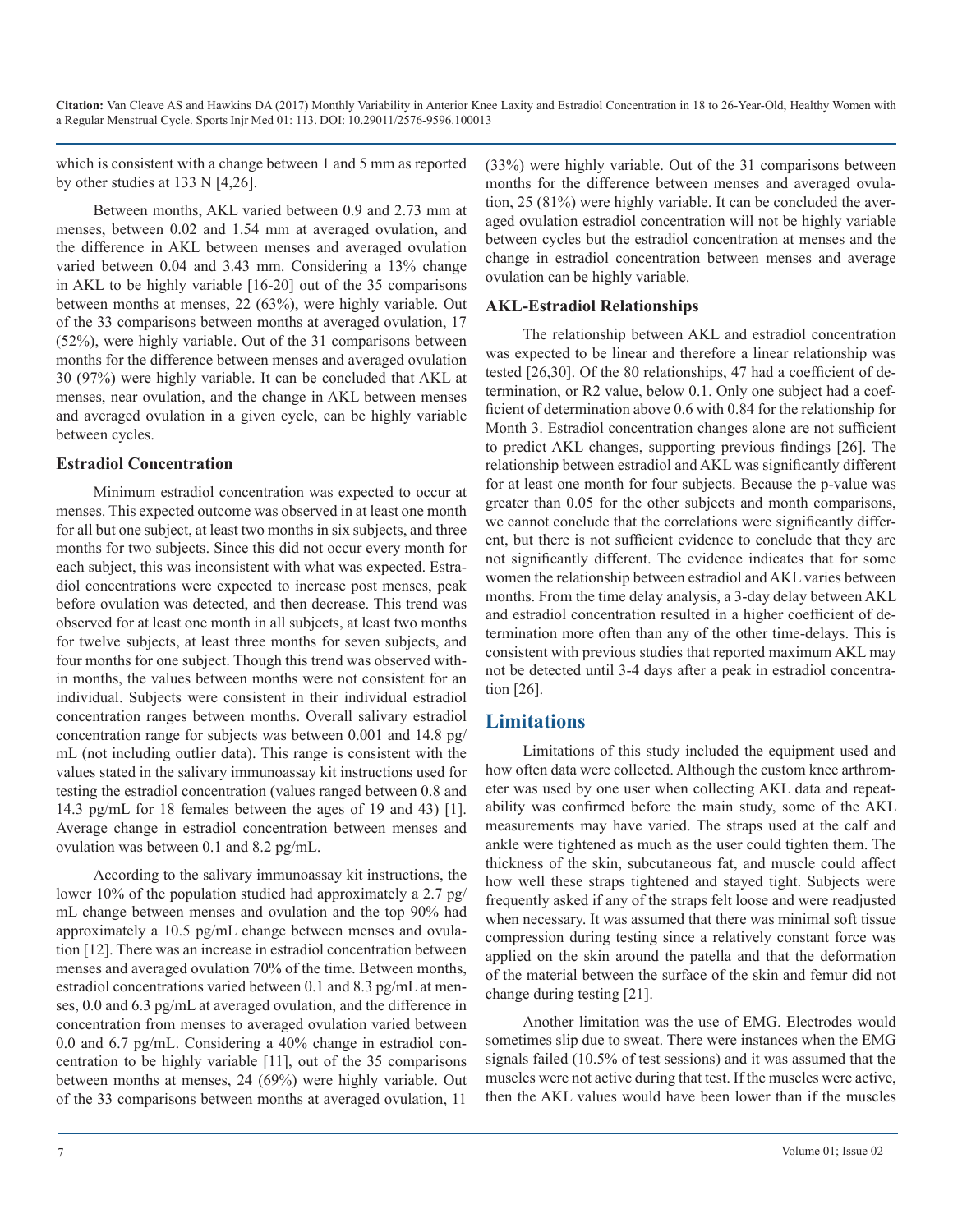which is consistent with a change between 1 and 5 mm as reported by other studies at 133 N [4,26].

Between months, AKL varied between 0.9 and 2.73 mm at menses, between 0.02 and 1.54 mm at averaged ovulation, and the difference in AKL between menses and averaged ovulation varied between 0.04 and 3.43 mm. Considering a 13% change in AKL to be highly variable [16-20] out of the 35 comparisons between months at menses, 22 (63%), were highly variable. Out of the 33 comparisons between months at averaged ovulation, 17 (52%), were highly variable. Out of the 31 comparisons between months for the difference between menses and averaged ovulation 30 (97%) were highly variable. It can be concluded that AKL at menses, near ovulation, and the change in AKL between menses and averaged ovulation in a given cycle, can be highly variable between cycles.

### Estradiol Concentration

Minimum estradiol concentration was expected to occur at menses. This expected outcome was observed in at least one month for all but one subject, at least two months in six subjects, and three months for two subjects. Since this did not occur every month for each subject, this was inconsistent with what was expected. Estradiol concentrations were expected to increase post menses, peak before ovulation was detected, and then decrease. This trend was observed for at least one month in all subjects, at least two months for twelve subjects, at least three months for seven subjects, and four months for one subject. Though this trend was observed within months, the values between months were not consistent for an individual. Subjects were consistent in their individual estradiol concentration ranges between months. Overall salivary estradiol concentration range for subjects was between 0.001 and 14.8 pg/mL (not including outlier data). This range is consistent with the values stated in the salivary immunoassay kit instructions used for testing the estradiol concentration (values ranged between 0.8 and 14.3 pg/mL for 18 females between the ages of 19 and 43) [1]. Average change in estradiol concentration between menses and ovulation was between 0.1 and 8.2 pg/mL.

According to the salivary immunoassay kit instructions, the lower 10% of the population studied had approximately a 2.7 pg/mL change between menses and ovulation and the top 90% had approximately a 10.5 pg/mL change between menses and ovulation [12]. There was an increase in estradiol concentration between menses and averaged ovulation 70% of the time. Between months, estradiol concentrations varied between 0.1 and 8.3 pg/mL at menses, 0.0 and 6.3 pg/mL at averaged ovulation, and the difference in concentration from menses to averaged ovulation varied between 0.0 and 6.7 pg/mL. Considering a 40% change in estradiol concentration to be highly variable [11], out of the 35 comparisons between months at menses, 24 (69%) were highly variable. Out of the 33 comparisons between months at averaged ovulation, 11 (33%) were highly variable. Out of the 31 comparisons between months for the difference between menses and averaged ovulation, 25 (81%) were highly variable. It can be concluded the averaged ovulation estradiol concentration will not be highly variable between cycles but the estradiol concentration at menses and the change in estradiol concentration between menses and average ovulation can be highly variable.

### AKL-Estradiol Relationships

The relationship between AKL and estradiol concentration was expected to be linear and therefore a linear relationship was tested [26,30]. Of the 80 relationships, 47 had a coefficient of determination, or R2 value, below 0.1. Only one subject had a coefficient of determination above 0.6 with 0.84 for the relationship for Month 3. Estradiol concentration changes alone are not sufficient to predict AKL changes, supporting previous findings [26]. The relationship between estradiol and AKL was significantly different for at least one month for four subjects. Because the p-value was greater than 0.05 for the other subjects and month comparisons, we cannot conclude that the correlations were significantly different, but there is not sufficient evidence to conclude that they are not significantly different. The evidence indicates that for some women the relationship between estradiol and AKL varies between months. From the time delay analysis, a 3-day delay between AKL and estradiol concentration resulted in a higher coefficient of determination more often than any of the other time-delays. This is consistent with previous studies that reported maximum AKL may not be detected until 3-4 days after a peak in estradiol concentration [26].

## Limitations

Limitations of this study included the equipment used and how often data were collected. Although the custom knee arthrometer was used by one user when collecting AKL data and repeatability was confirmed before the main study, some of the AKL measurements may have varied. The straps used at the calf and ankle were tightened as much as the user could tighten them. The thickness of the skin, subcutaneous fat, and muscle could affect how well these straps tightened and stayed tight. Subjects were frequently asked if any of the straps felt loose and were readjusted when necessary. It was assumed that there was minimal soft tissue compression during testing since a relatively constant force was applied on the skin around the patella and that the deformation of the material between the surface of the skin and femur did not change during testing [21].

Another limitation was the use of EMG. Electrodes would sometimes slip due to sweat. There were instances when the EMG signals failed (10.5% of test sessions) and it was assumed that the muscles were not active during that test. If the muscles were active, then the AKL values would have been lower than if the muscles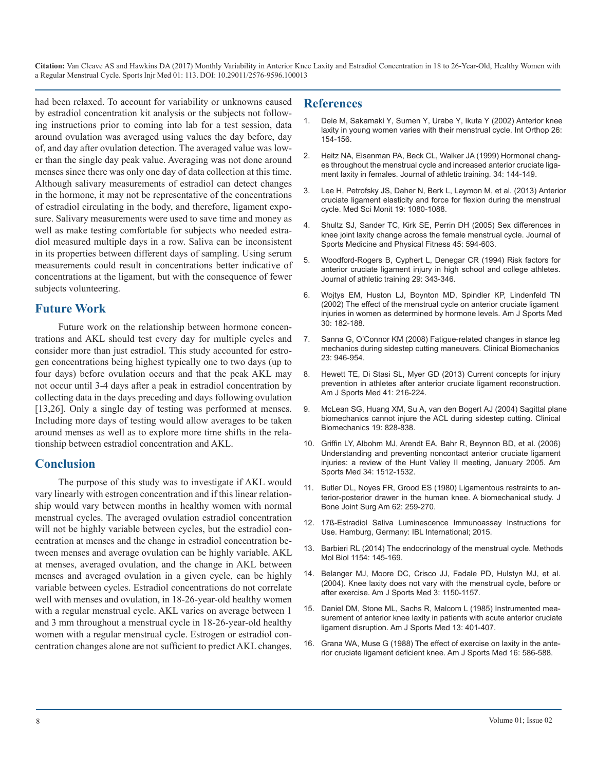had been relaxed. To account for variability or unknowns caused by estradiol concentration kit analysis or the subjects not following instructions prior to coming into lab for a test session, data around ovulation was averaged using values the day before, day of, and day after ovulation detection. The averaged value was lower than the single day peak value. Averaging was not done around menses since there was only one day of data collection at this time. Although salivary measurements of estradiol can detect changes in the hormone, it may not be representative of the concentrations of estradiol circulating in the body, and therefore, ligament exposure. Salivary measurements were used to save time and money as well as make testing comfortable for subjects who needed estradiol measured multiple days in a row. Saliva can be inconsistent in its properties between different days of sampling. Using serum measurements could result in concentrations better indicative of concentrations at the ligament, but with the consequence of fewer subjects volunteering.

## Future Work

Future work on the relationship between hormone concentrations and AKL should test every day for multiple cycles and consider more than just estradiol. This study accounted for estrogen concentrations being highest typically one to two days (up to four days) before ovulation occurs and that the peak AKL may not occur until 3-4 days after a peak in estradiol concentration by collecting data in the days preceding and days following ovulation [13,26]. Only a single day of testing was performed at menses. Including more days of testing would allow averages to be taken around menses as well as to explore more time shifts in the relationship between estradiol concentration and AKL.

## Conclusion

The purpose of this study was to investigate if AKL would vary linearly with estrogen concentration and if this linear relationship would vary between months in healthy women with normal menstrual cycles. The averaged ovulation estradiol concentration will not be highly variable between cycles, but the estradiol concentration at menses and the change in estradiol concentration between menses and average ovulation can be highly variable. AKL at menses, averaged ovulation, and the change in AKL between menses and averaged ovulation in a given cycle, can be highly variable between cycles. Estradiol concentrations do not correlate well with menses and ovulation, in 18-26-year-old healthy women with a regular menstrual cycle. AKL varies on average between 1 and 3 mm throughout a menstrual cycle in 18-26-year-old healthy women with a regular menstrual cycle. Estrogen or estradiol concentration changes alone are not sufficient to predict AKL changes.

## References

1. Deie M, Sakamaki Y, Sumen Y, Urabe Y, Ikuta Y (2002) Anterior knee laxity in young women varies with their menstrual cycle. Int Orthop 26: 154-156.
2. Heitz NA, Eisenman PA, Beck CL, Walker JA (1999) Hormonal changes throughout the menstrual cycle and increased anterior cruciate ligament laxity in females. Journal of athletic training. 34: 144-149.
3. Lee H, Petrofsky JS, Daher N, Berk L, Laymon M, et al. (2013) Anterior cruciate ligament elasticity and force for flexion during the menstrual cycle. Med Sci Monit 19: 1080-1088.
4. Shultz SJ, Sander TC, Kirk SE, Perrin DH (2005) Sex differences in knee joint laxity change across the female menstrual cycle. Journal of Sports Medicine and Physical Fitness 45: 594-603.
5. Woodford-Rogers B, Cyphert L, Denegar CR (1994) Risk factors for anterior cruciate ligament injury in high school and college athletes. Journal of athletic training 29: 343-346.
6. Wojtys EM, Huston LJ, Boynton MD, Spindler KP, Lindenfeld TN (2002) The effect of the menstrual cycle on anterior cruciate ligament injuries in women as determined by hormone levels. Am J Sports Med 30: 182-188.
7. Sanna G, O'Connor KM (2008) Fatigue-related changes in stance leg mechanics during sidestep cutting maneuvers. Clinical Biomechanics 23: 946-954.
8. Hewett TE, Di Stasi SL, Myer GD (2013) Current concepts for injury prevention in athletes after anterior cruciate ligament reconstruction. Am J Sports Med 41: 216-224.
9. McLean SG, Huang XM, Su A, van den Bogert AJ (2004) Sagittal plane biomechanics cannot injure the ACL during sidestep cutting. Clinical Biomechanics 19: 828-838.
10. Griffin LY, Albohm MJ, Arendt EA, Bahr R, Beynnon BD, et al. (2006) Understanding and preventing noncontact anterior cruciate ligament injuries: a review of the Hunt Valley II meeting, January 2005. Am Sports Med 34: 1512-1532.
11. Butler DL, Noyes FR, Grood ES (1980) Ligamentous restraints to anterior-posterior drawer in the human knee. A biomechanical study. J Bone Joint Surg Am 62: 259-270.
12. 17ß-Estradiol Saliva Luminescence Immunoassay Instructions for Use. Hamburg, Germany: IBL International; 2015.
13. Barbieri RL (2014) The endocrinology of the menstrual cycle. Methods Mol Biol 1154: 145-169.
14. Belanger MJ, Moore DC, Crisco JJ, Fadale PD, Hulstyn MJ, et al. (2004). Knee laxity does not vary with the menstrual cycle, before or after exercise. Am J Sports Med 3: 1150-1157.
15. Daniel DM, Stone ML, Sachs R, Malcom L (1985) Instrumented measurement of anterior knee laxity in patients with acute anterior cruciate ligament disruption. Am J Sports Med 13: 401-407.
16. Grana WA, Muse G (1988) The effect of exercise on laxity in the anterior cruciate ligament deficient knee. Am J Sports Med 16: 586-588.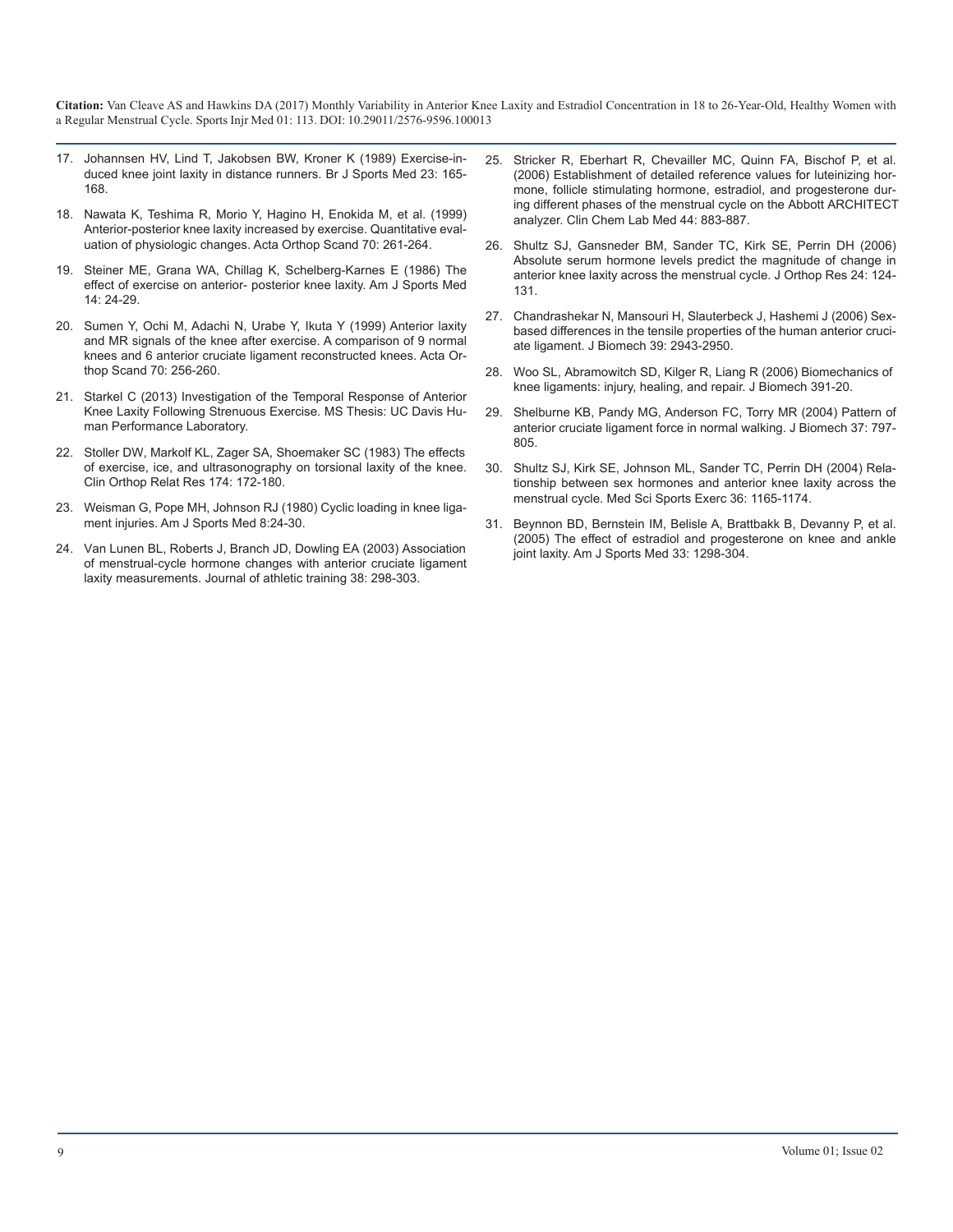17. Johannsen HV, Lind T, Jakobsen BW, Kroner K (1989) Exercise-induced knee joint laxity in distance runners. Br J Sports Med 23: 165-168.

18. Nawata K, Teshima R, Morio Y, Hagino H, Enokida M, et al. (1999) Anterior-posterior knee laxity increased by exercise. Quantitative evaluation of physiologic changes. Acta Orthop Scand 70: 261-264.

19. Steiner ME, Grana WA, Chillag K, Schelberg-Karnes E (1986) The effect of exercise on anterior- posterior knee laxity. Am J Sports Med 14: 24-29.

20. Sumen Y, Ochi M, Adachi N, Urabe Y, Ikuta Y (1999) Anterior laxity and MR signals of the knee after exercise. A comparison of 9 normal knees and 6 anterior cruciate ligament reconstructed knees. Acta Orthop Scand 70: 256-260.

21. Starkel C (2013) Investigation of the Temporal Response of Anterior Knee Laxity Following Strenuous Exercise. MS Thesis: UC Davis Human Performance Laboratory.

22. Stoller DW, Markolf KL, Zager SA, Shoemaker SC (1983) The effects of exercise, ice, and ultrasonography on torsional laxity of the knee. Clin Orthop Relat Res 174: 172-180.

23. Weisman G, Pope MH, Johnson RJ (1980) Cyclic loading in knee ligament injuries. Am J Sports Med 8:24-30.

24. Van Lunen BL, Roberts J, Branch JD, Dowling EA (2003) Association of menstrual-cycle hormone changes with anterior cruciate ligament laxity measurements. Journal of athletic training 38: 298-303.

25. Stricker R, Eberhart R, Chevailler MC, Quinn FA, Bischof P, et al. (2006) Establishment of detailed reference values for luteinizing hormone, follicle stimulating hormone, estradiol, and progesterone during different phases of the menstrual cycle on the Abbott ARCHITECT analyzer. Clin Chem Lab Med 44: 883-887.

26. Shultz SJ, Gansneder BM, Sander TC, Kirk SE, Perrin DH (2006) Absolute serum hormone levels predict the magnitude of change in anterior knee laxity across the menstrual cycle. J Orthop Res 24: 124-131.

27. Chandrashekar N, Mansouri H, Slauterbeck J, Hashemi J (2006) Sex-based differences in the tensile properties of the human anterior cruciate ligament. J Biomech 39: 2943-2950.

28. Woo SL, Abramowitch SD, Kilger R, Liang R (2006) Biomechanics of knee ligaments: injury, healing, and repair. J Biomech 391-20.

29. Shelburne KB, Pandy MG, Anderson FC, Torry MR (2004) Pattern of anterior cruciate ligament force in normal walking. J Biomech 37: 797-805.

30. Shultz SJ, Kirk SE, Johnson ML, Sander TC, Perrin DH (2004) Relationship between sex hormones and anterior knee laxity across the menstrual cycle. Med Sci Sports Exerc 36: 1165-1174.

31. Beynnon BD, Bernstein IM, Belisle A, Brattbakk B, Devanny P, et al. (2005) The effect of estradiol and progesterone on knee and ankle joint laxity. Am J Sports Med 33: 1298-304.